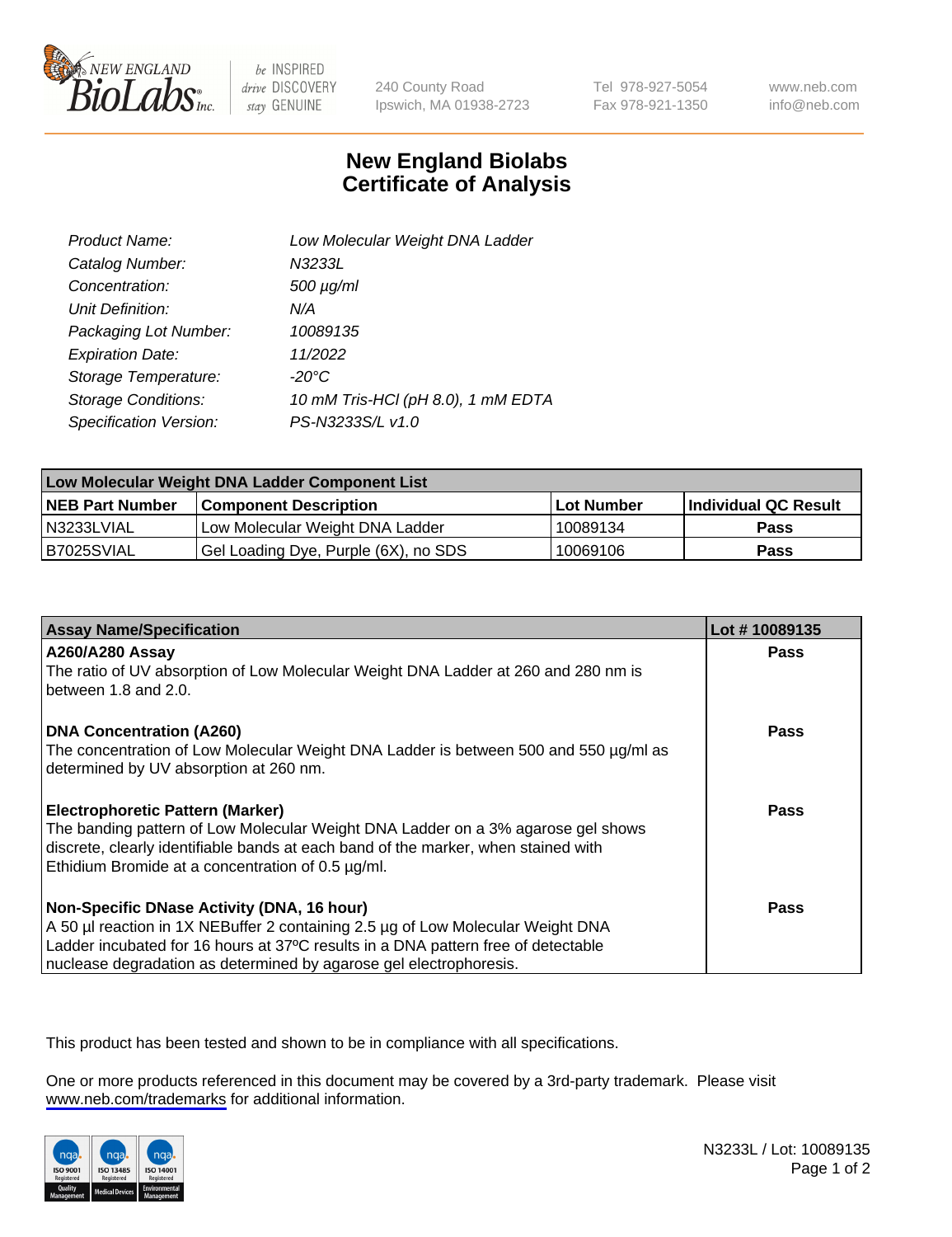NEW ENGLAND BioLabs Inc. — be INSPIRED drive DISCOVERY stay GENUINE

240 County Road
Ipswich, MA 01938-2723

Tel 978-927-5054
Fax 978-921-1350

www.neb.com
info@neb.com

# New England Biolabs Certificate of Analysis

| | |
|---|---|
| *Product Name:* | *Low Molecular Weight DNA Ladder* |
| *Catalog Number:* | *N3233L* |
| *Concentration:* | *500 µg/ml* |
| *Unit Definition:* | *N/A* |
| *Packaging Lot Number:* | *10089135* |
| *Expiration Date:* | *11/2022* |
| *Storage Temperature:* | *-20°C* |
| *Storage Conditions:* | *10 mM Tris-HCl (pH 8.0), 1 mM EDTA* |
| *Specification Version:* | *PS-N3233S/L v1.0* |

| Low Molecular Weight DNA Ladder Component List | | | |
|---|---|---|---|
| **NEB Part Number** | **Component Description** | **Lot Number** | **Individual QC Result** |
| N3233LVIAL | Low Molecular Weight DNA Ladder | 10089134 | **Pass** |
| B7025SVIAL | Gel Loading Dye, Purple (6X), no SDS | 10069106 | **Pass** |

| Assay Name/Specification | Lot # 10089135 |
|---|---|
| **A260/A280 Assay**<br>The ratio of UV absorption of Low Molecular Weight DNA Ladder at 260 and 280 nm is between 1.8 and 2.0. | **Pass** |
| **DNA Concentration (A260)**<br>The concentration of Low Molecular Weight DNA Ladder is between 500 and 550 µg/ml as determined by UV absorption at 260 nm. | **Pass** |
| **Electrophoretic Pattern (Marker)**<br>The banding pattern of Low Molecular Weight DNA Ladder on a 3% agarose gel shows discrete, clearly identifiable bands at each band of the marker, when stained with Ethidium Bromide at a concentration of 0.5 µg/ml. | **Pass** |
| **Non-Specific DNase Activity (DNA, 16 hour)**<br>A 50 µl reaction in 1X NEBuffer 2 containing 2.5 µg of Low Molecular Weight DNA Ladder incubated for 16 hours at 37ºC results in a DNA pattern free of detectable nuclease degradation as determined by agarose gel electrophoresis. | **Pass** |

This product has been tested and shown to be in compliance with all specifications.

One or more products referenced in this document may be covered by a 3rd-party trademark. Please visit www.neb.com/trademarks for additional information.

N3233L / Lot: 10089135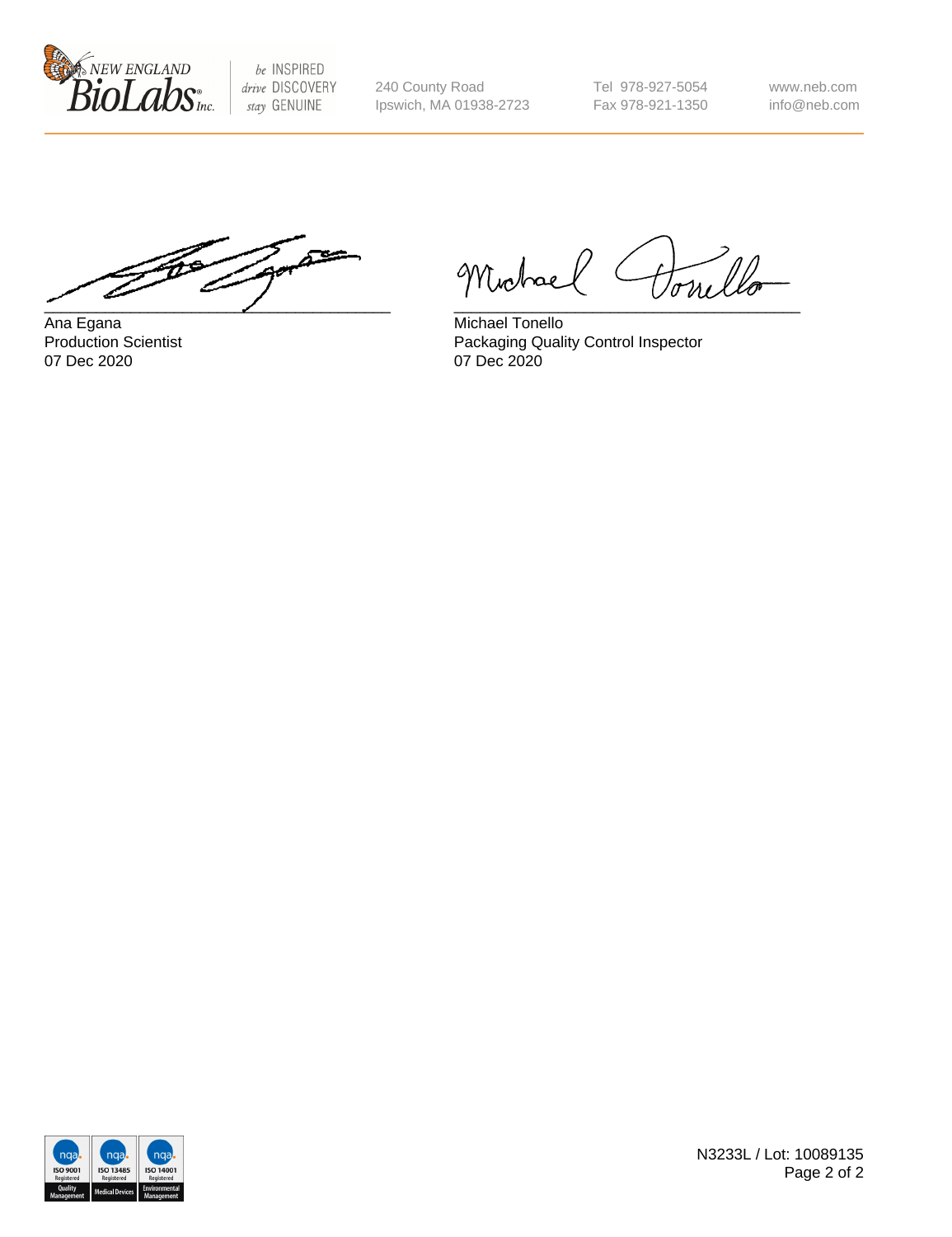Ana Egana
Production Scientist
07 Dec 2020

Michael Tonello
Packaging Quality Control Inspector
07 Dec 2020

N3233L / Lot: 10089135